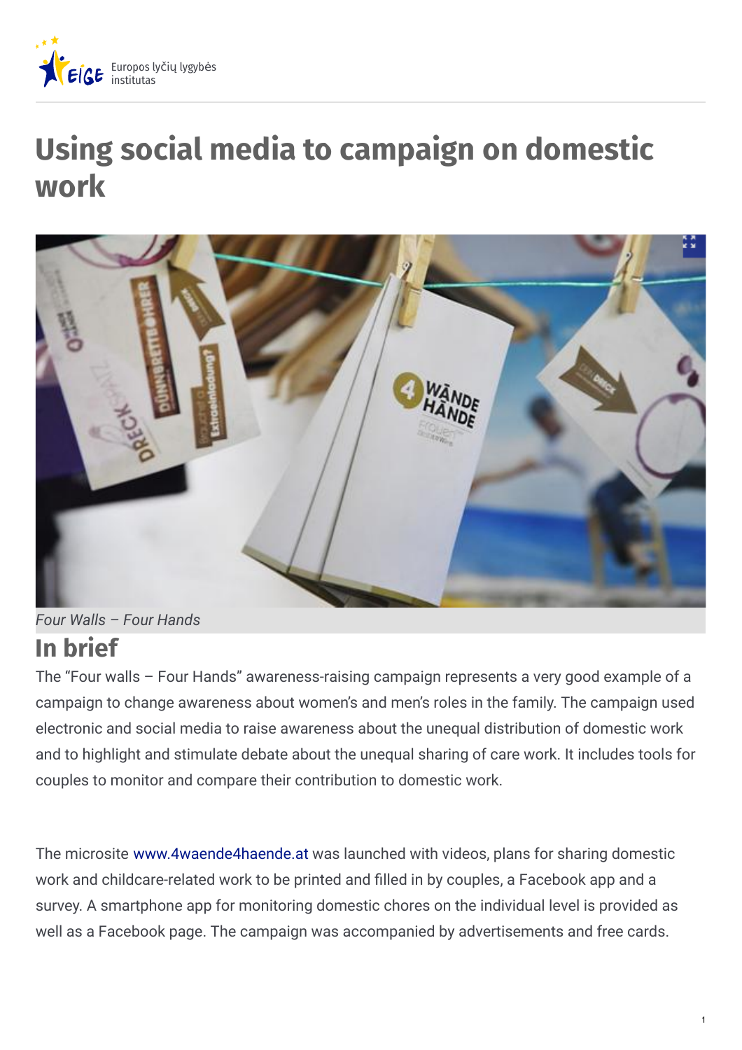# Using social media to campaign on domestic work

*Four Walls – Four Hands*

## In brief

The "Four walls – Four Hands" awareness-raising campaign represents a very good example of a campaign to change awareness about women's and men's roles in the family. The campaign used electronic and social media to raise awareness about the unequal distribution of domestic work and to highlight and stimulate debate about the unequal sharing of care work. It includes tools for couples to monitor and compare their contribution to domestic work.

The microsite www.4waende4haende.at was launched with videos, plans for sharing domestic work and childcare-related work to be printed and filled in by couples, a Facebook app and a survey. A smartphone app for monitoring domestic chores on the individual level is provided as well as a Facebook page. The campaign was accompanied by advertisements and free cards.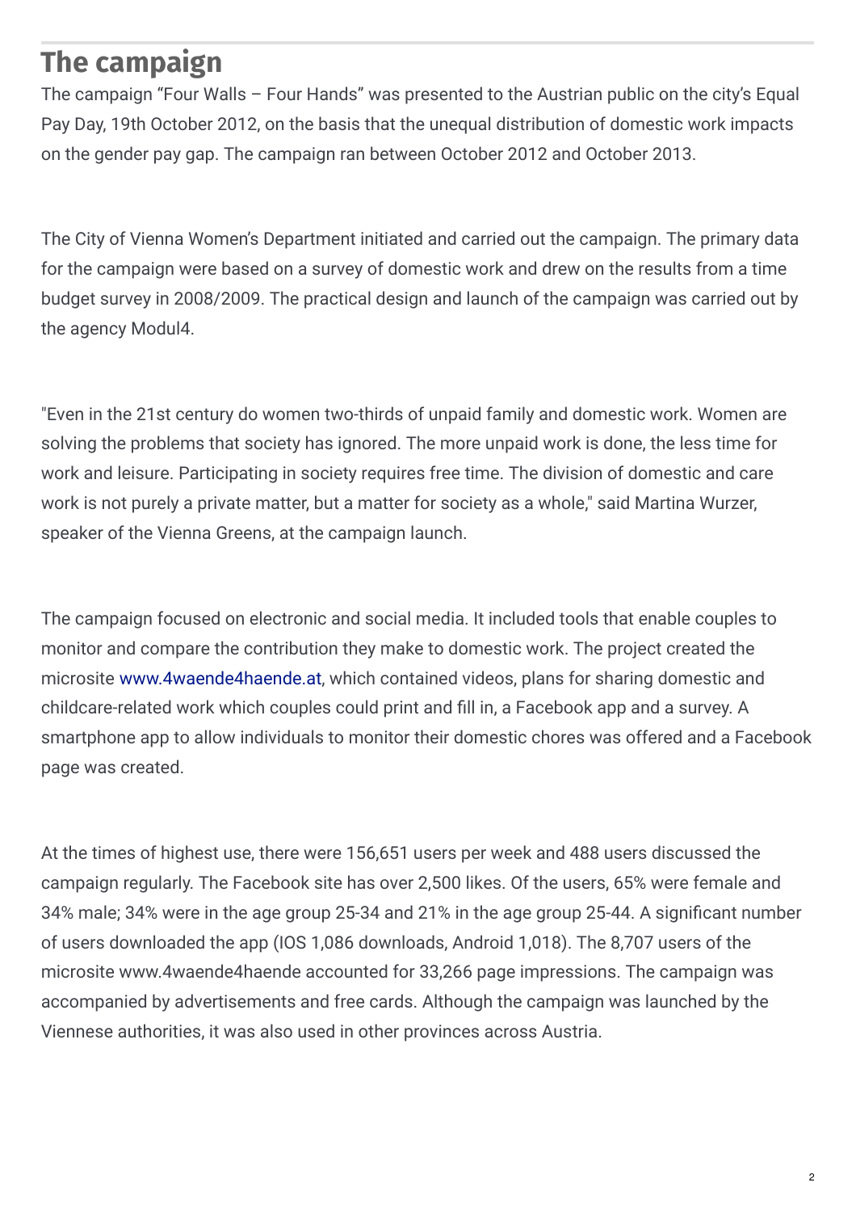## The campaign

The campaign "Four Walls – Four Hands" was presented to the Austrian public on the city's Equal Pay Day, 19th October 2012, on the basis that the unequal distribution of domestic work impacts on the gender pay gap. The campaign ran between October 2012 and October 2013.

The City of Vienna Women's Department initiated and carried out the campaign. The primary data for the campaign were based on a survey of domestic work and drew on the results from a time budget survey in 2008/2009. The practical design and launch of the campaign was carried out by the agency Modul4.

"Even in the 21st century do women two-thirds of unpaid family and domestic work. Women are solving the problems that society has ignored. The more unpaid work is done, the less time for work and leisure. Participating in society requires free time. The division of domestic and care work is not purely a private matter, but a matter for society as a whole," said Martina Wurzer, speaker of the Vienna Greens, at the campaign launch.

The campaign focused on electronic and social media. It included tools that enable couples to monitor and compare the contribution they make to domestic work. The project created the microsite www.4waende4haende.at, which contained videos, plans for sharing domestic and childcare-related work which couples could print and fill in, a Facebook app and a survey. A smartphone app to allow individuals to monitor their domestic chores was offered and a Facebook page was created.

At the times of highest use, there were 156,651 users per week and 488 users discussed the campaign regularly. The Facebook site has over 2,500 likes. Of the users, 65% were female and 34% male; 34% were in the age group 25-34 and 21% in the age group 25-44. A significant number of users downloaded the app (IOS 1,086 downloads, Android 1,018). The 8,707 users of the microsite www.4waende4haende accounted for 33,266 page impressions. The campaign was accompanied by advertisements and free cards. Although the campaign was launched by the Viennese authorities, it was also used in other provinces across Austria.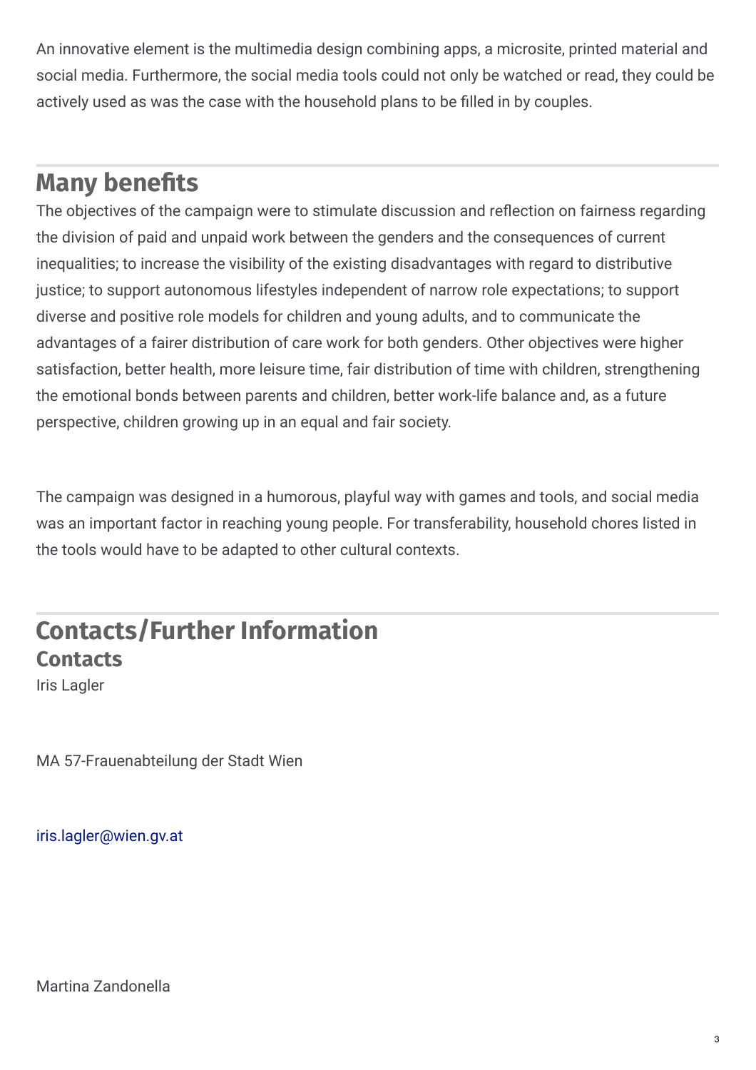An innovative element is the multimedia design combining apps, a microsite, printed material and social media. Furthermore, the social media tools could not only be watched or read, they could be actively used as was the case with the household plans to be filled in by couples.

## Many benefits

The objectives of the campaign were to stimulate discussion and reflection on fairness regarding the division of paid and unpaid work between the genders and the consequences of current inequalities; to increase the visibility of the existing disadvantages with regard to distributive justice; to support autonomous lifestyles independent of narrow role expectations; to support diverse and positive role models for children and young adults, and to communicate the advantages of a fairer distribution of care work for both genders. Other objectives were higher satisfaction, better health, more leisure time, fair distribution of time with children, strengthening the emotional bonds between parents and children, better work-life balance and, as a future perspective, children growing up in an equal and fair society.

The campaign was designed in a humorous, playful way with games and tools, and social media was an important factor in reaching young people. For transferability, household chores listed in the tools would have to be adapted to other cultural contexts.

## Contacts/Further Information

### Contacts

Iris Lagler

MA 57-Frauenabteilung der Stadt Wien

iris.lagler@wien.gv.at

Martina Zandonella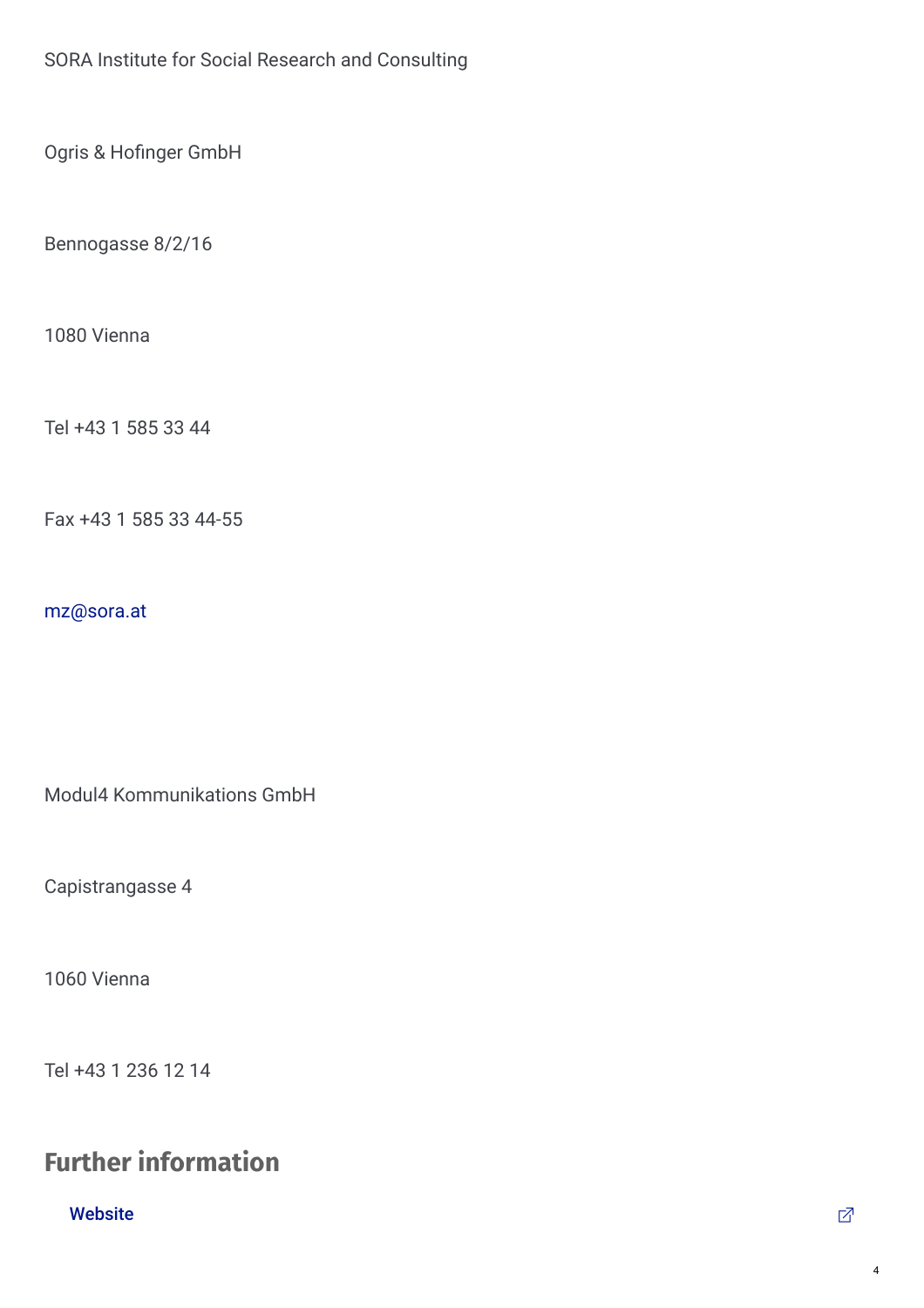SORA Institute for Social Research and Consulting

Ogris & Hofinger GmbH

Bennogasse 8/2/16

1080 Vienna

Tel +43 1 585 33 44

Fax +43 1 585 33 44-55

mz@sora.at

Modul4 Kommunikations GmbH

Capistrangasse 4

1060 Vienna

Tel +43 1 236 12 14

## Further information

Website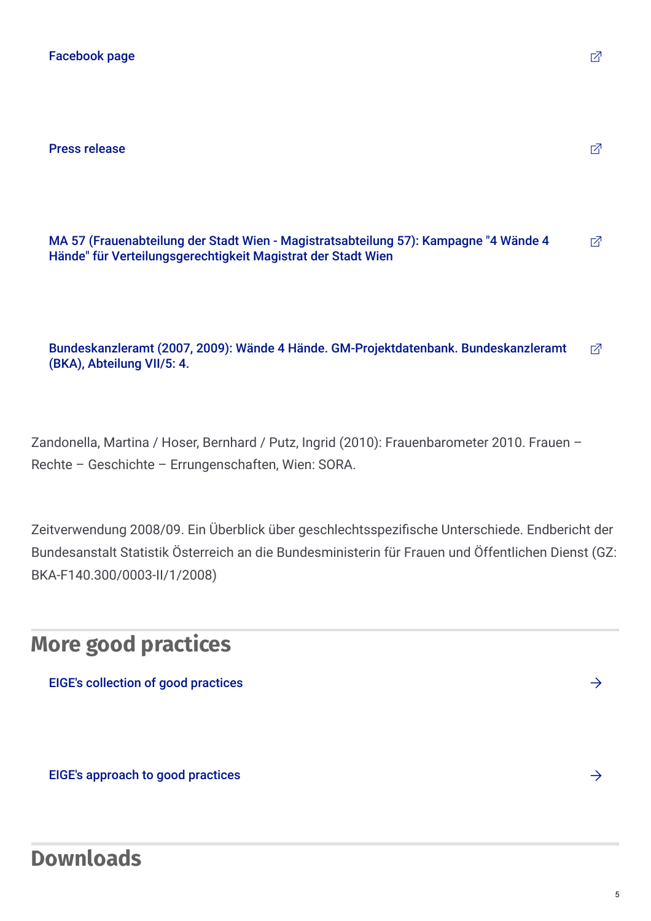Facebook page

Press release

MA 57 (Frauenabteilung der Stadt Wien - Magistratsabteilung 57): Kampagne "4 Wände 4 Hände" für Verteilungsgerechtigkeit Magistrat der Stadt Wien

Bundeskanzleramt (2007, 2009): Wände 4 Hände. GM-Projektdatenbank. Bundeskanzleramt (BKA), Abteilung VII/5: 4.

Zandonella, Martina / Hoser, Bernhard / Putz, Ingrid (2010): Frauenbarometer 2010. Frauen – Rechte – Geschichte – Errungenschaften, Wien: SORA.

Zeitverwendung 2008/09. Ein Überblick über geschlechtsspezifische Unterschiede. Endbericht der Bundesanstalt Statistik Österreich an die Bundesministerin für Frauen und Öffentlichen Dienst (GZ: BKA-F140.300/0003-II/1/2008)

## More good practices

EIGE's collection of good practices

EIGE's approach to good practices

## Downloads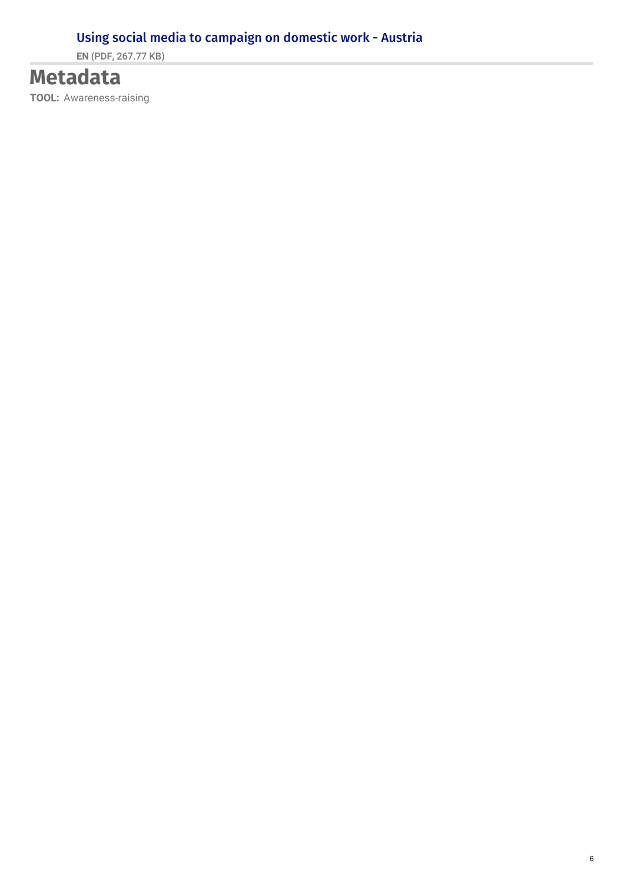Using social media to campaign on domestic work - Austria

**EN** (PDF, 267.77 KB)

# Metadata

**TOOL:** Awareness-raising